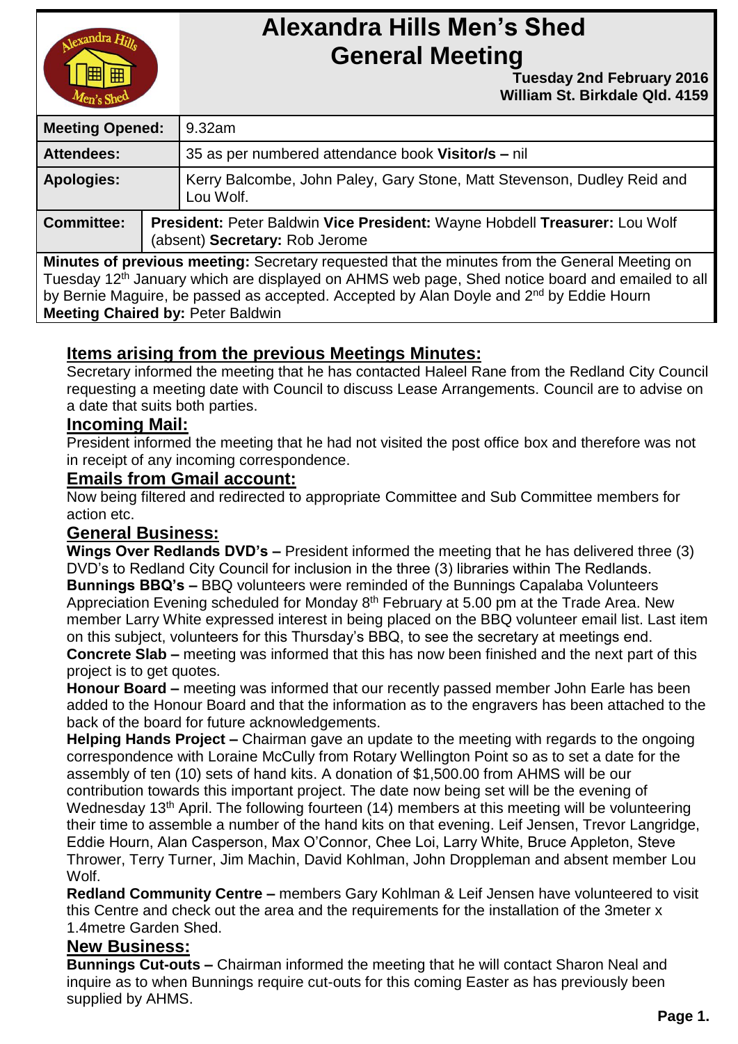# Alexandra Hills Men's Shed General Meeting

**Tuesday 2nd February 2016**
**William St. Birkdale Qld. 4159**

| | |
|---|---|
| **Meeting Opened:** | 9.32am |
| **Attendees:** | 35 as per numbered attendance book **Visitor/s –** nil |
| **Apologies:** | Kerry Balcombe, John Paley, Gary Stone, Matt Stevenson, Dudley Reid and Lou Wolf. |
| **Committee:** | **President:** Peter Baldwin **Vice President:** Wayne Hobdell **Treasurer:** Lou Wolf (absent) **Secretary:** Rob Jerome |

**Minutes of previous meeting:** Secretary requested that the minutes from the General Meeting on Tuesday 12th January which are displayed on AHMS web page, Shed notice board and emailed to all by Bernie Maguire, be passed as accepted. Accepted by Alan Doyle and 2nd by Eddie Hourn
**Meeting Chaired by:** Peter Baldwin

## Items arising from the previous Meetings Minutes:

Secretary informed the meeting that he has contacted Haleel Rane from the Redland City Council requesting a meeting date with Council to discuss Lease Arrangements. Council are to advise on a date that suits both parties.

## Incoming Mail:

President informed the meeting that he had not visited the post office box and therefore was not in receipt of any incoming correspondence.

## Emails from Gmail account:

Now being filtered and redirected to appropriate Committee and Sub Committee members for action etc.

## General Business:

**Wings Over Redlands DVD's –** President informed the meeting that he has delivered three (3) DVD's to Redland City Council for inclusion in the three (3) libraries within The Redlands.

**Bunnings BBQ's –** BBQ volunteers were reminded of the Bunnings Capalaba Volunteers Appreciation Evening scheduled for Monday 8th February at 5.00 pm at the Trade Area. New member Larry White expressed interest in being placed on the BBQ volunteer email list. Last item on this subject, volunteers for this Thursday's BBQ, to see the secretary at meetings end.

**Concrete Slab –** meeting was informed that this has now been finished and the next part of this project is to get quotes.

**Honour Board –** meeting was informed that our recently passed member John Earle has been added to the Honour Board and that the information as to the engravers has been attached to the back of the board for future acknowledgements.

**Helping Hands Project –** Chairman gave an update to the meeting with regards to the ongoing correspondence with Loraine McCully from Rotary Wellington Point so as to set a date for the assembly of ten (10) sets of hand kits. A donation of $1,500.00 from AHMS will be our contribution towards this important project. The date now being set will be the evening of Wednesday 13th April. The following fourteen (14) members at this meeting will be volunteering their time to assemble a number of the hand kits on that evening. Leif Jensen, Trevor Langridge, Eddie Hourn, Alan Casperson, Max O'Connor, Chee Loi, Larry White, Bruce Appleton, Steve Thrower, Terry Turner, Jim Machin, David Kohlman, John Droppleman and absent member Lou Wolf.

**Redland Community Centre –** members Gary Kohlman & Leif Jensen have volunteered to visit this Centre and check out the area and the requirements for the installation of the 3meter x 1.4metre Garden Shed.

## New Business:

**Bunnings Cut-outs –** Chairman informed the meeting that he will contact Sharon Neal and inquire as to when Bunnings require cut-outs for this coming Easter as has previously been supplied by AHMS.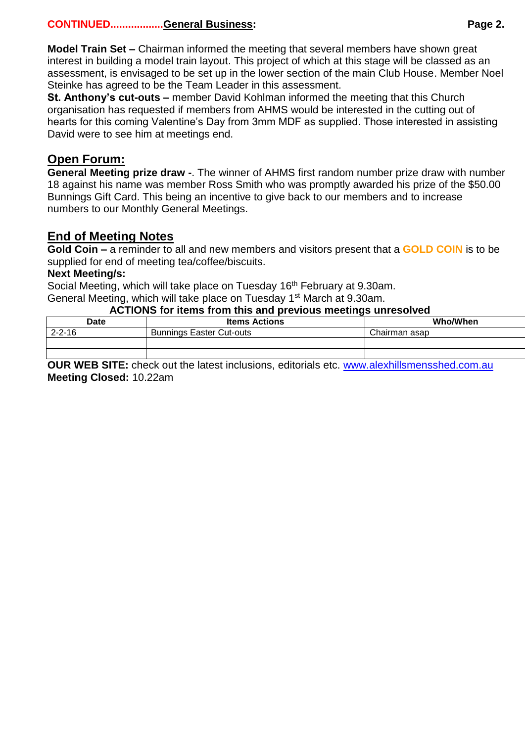**CONTINUED..................General Business:**

**Model Train Set –** Chairman informed the meeting that several members have shown great interest in building a model train layout. This project of which at this stage will be classed as an assessment, is envisaged to be set up in the lower section of the main Club House. Member Noel Steinke has agreed to be the Team Leader in this assessment.

**St. Anthony's cut-outs –** member David Kohlman informed the meeting that this Church organisation has requested if members from AHMS would be interested in the cutting out of hearts for this coming Valentine's Day from 3mm MDF as supplied. Those interested in assisting David were to see him at meetings end.

## Open Forum:

**General Meeting prize draw -**. The winner of AHMS first random number prize draw with number 18 against his name was member Ross Smith who was promptly awarded his prize of the $50.00 Bunnings Gift Card. This being an incentive to give back to our members and to increase numbers to our Monthly General Meetings.

## End of Meeting Notes

**Gold Coin –** a reminder to all and new members and visitors present that a **GOLD COIN** is to be supplied for end of meeting tea/coffee/biscuits.

**Next Meeting/s:**

Social Meeting, which will take place on Tuesday 16th February at 9.30am.
General Meeting, which will take place on Tuesday 1st March at 9.30am.

**ACTIONS for items from this and previous meetings unresolved**

| Date | Items Actions | Who/When |
|---|---|---|
| 2-2-16 | Bunnings Easter Cut-outs | Chairman asap |
| | | |
| | | |

**OUR WEB SITE:** check out the latest inclusions, editorials etc. www.alexhillsmensshed.com.au

**Meeting Closed:** 10.22am